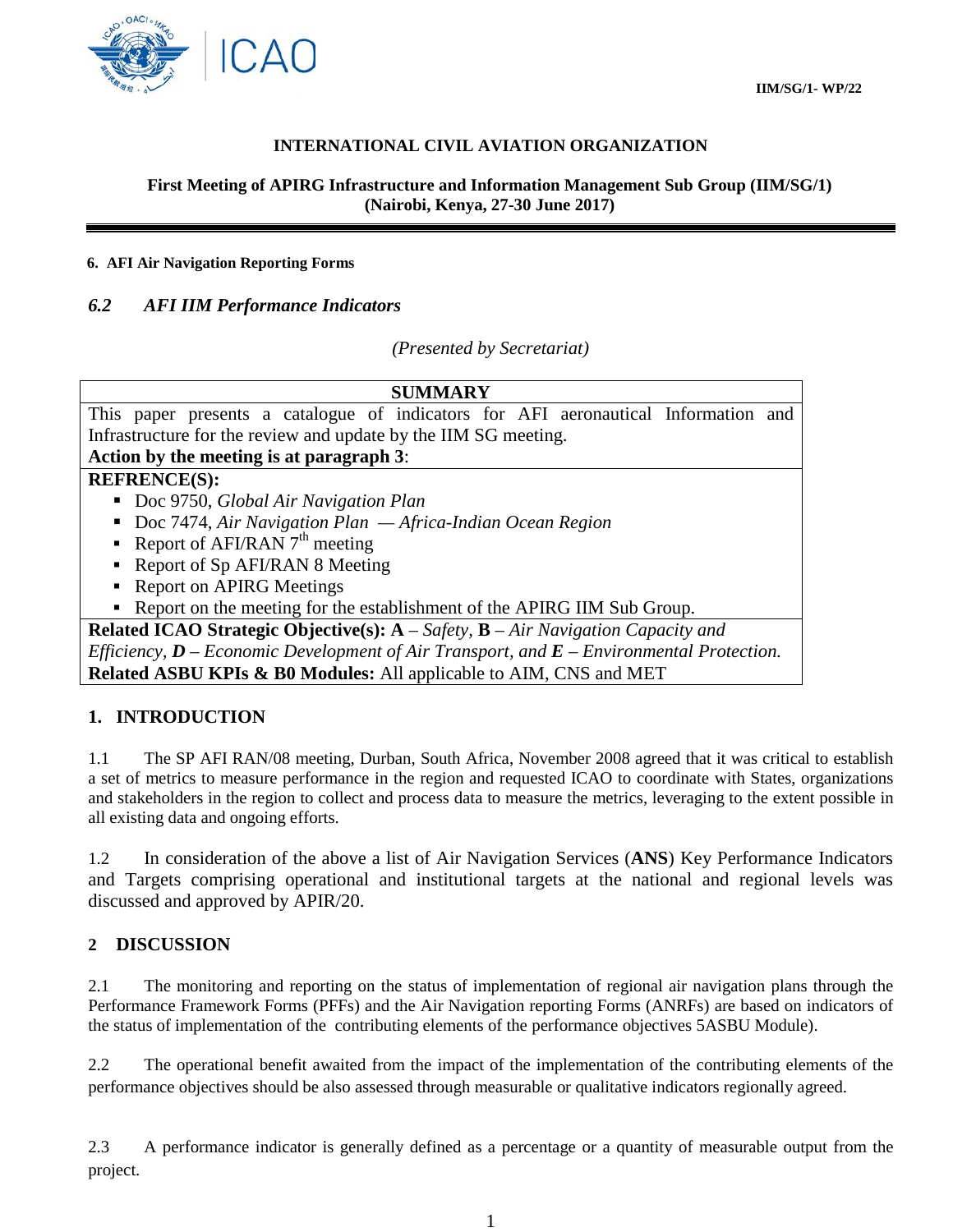IIM/SG/1- WP/22

**INTERNATIONAL CIVIL AVIATION ORGANIZATION**

**First Meeting of APIRG Infrastructure and Information Management Sub Group (IIM/SG/1)**
**(Nairobi, Kenya, 27-30 June 2017)**

**6. AFI Air Navigation Reporting Forms**

### *6.2 AFI IIM Performance Indicators*

*(Presented by Secretariat)*

| **SUMMARY** |
|---|
| This paper presents a catalogue of indicators for AFI aeronautical Information and Infrastructure for the review and update by the IIM SG meeting.<br>**Action by the meeting is at paragraph 3**: |
| **REFRENCE(S):**<br>▪ Doc 9750, *Global Air Navigation Plan*<br>▪ Doc 7474, *Air Navigation Plan — Africa-Indian Ocean Region*<br>▪ Report of AFI/RAN 7th meeting<br>▪ Report of Sp AFI/RAN 8 Meeting<br>▪ Report on APIRG Meetings<br>▪ Report on the meeting for the establishment of the APIRG IIM Sub Group. |
| **Related ICAO Strategic Objective(s): A** – *Safety*, **B** – *Air Navigation Capacity and Efficiency*, ***D*** – *Economic Development of Air Transport, and* ***E*** – *Environmental Protection.*<br>**Related ASBU KPIs & B0 Modules:** All applicable to AIM, CNS and MET |

## 1. INTRODUCTION

1.1 The SP AFI RAN/08 meeting, Durban, South Africa, November 2008 agreed that it was critical to establish a set of metrics to measure performance in the region and requested ICAO to coordinate with States, organizations and stakeholders in the region to collect and process data to measure the metrics, leveraging to the extent possible in all existing data and ongoing efforts.

1.2 In consideration of the above a list of Air Navigation Services (**ANS**) Key Performance Indicators and Targets comprising operational and institutional targets at the national and regional levels was discussed and approved by APIR/20.

## 2 DISCUSSION

2.1 The monitoring and reporting on the status of implementation of regional air navigation plans through the Performance Framework Forms (PFFs) and the Air Navigation reporting Forms (ANRFs) are based on indicators of the status of implementation of the contributing elements of the performance objectives 5ASBU Module).

2.2 The operational benefit awaited from the impact of the implementation of the contributing elements of the performance objectives should be also assessed through measurable or qualitative indicators regionally agreed.

2.3 A performance indicator is generally defined as a percentage or a quantity of measurable output from the project.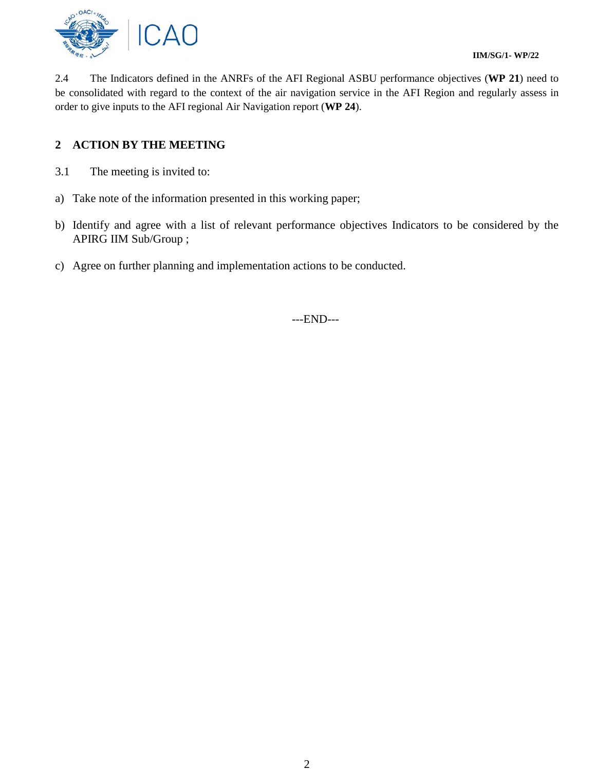2.4 The Indicators defined in the ANRFs of the AFI Regional ASBU performance objectives (**WP 21**) need to be consolidated with regard to the context of the air navigation service in the AFI Region and regularly assess in order to give inputs to the AFI regional Air Navigation report (**WP 24**).

## 2 ACTION BY THE MEETING

3.1 The meeting is invited to:

a) Take note of the information presented in this working paper;

b) Identify and agree with a list of relevant performance objectives Indicators to be considered by the APIRG IIM Sub/Group ;

c) Agree on further planning and implementation actions to be conducted.

---END---